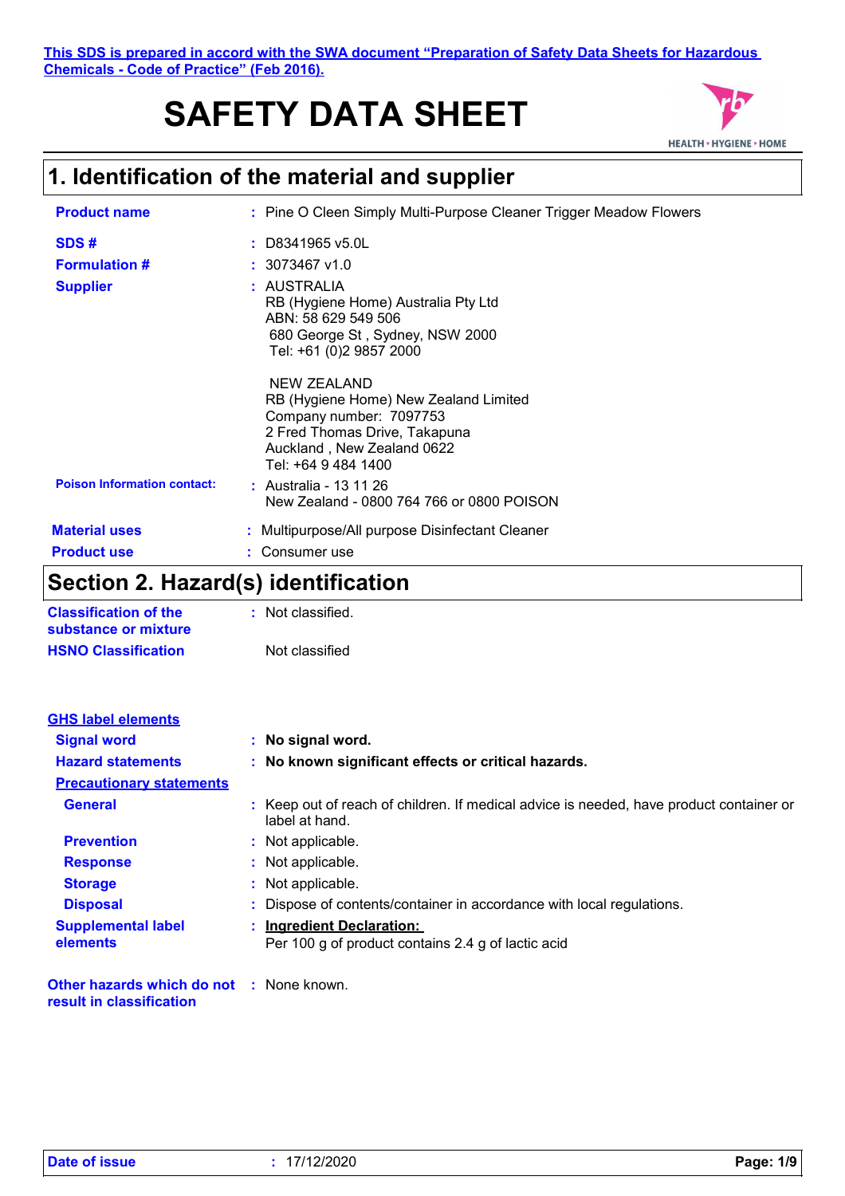This SDS is prepared in accord with the SWA document "Preparation of Safety Data Sheets for Hazardous Chemicals - Code of Practice" (Feb 2016).

# SAFETY DATA SHEET

HEALTH • HYGIENE • HOME

## 1. Identification of the material and supplier

**Product name** : Pine O Cleen Simply Multi-Purpose Cleaner Trigger Meadow Flowers

**SDS #** : D8341965 v5.0L

**Formulation #** : 3073467 v1.0

**Supplier** : AUSTRALIA
RB (Hygiene Home) Australia Pty Ltd
ABN: 58 629 549 506
680 George St , Sydney, NSW 2000
Tel: +61 (0)2 9857 2000

NEW ZEALAND
RB (Hygiene Home) New Zealand Limited
Company number: 7097753
2 Fred Thomas Drive, Takapuna
Auckland , New Zealand 0622
Tel: +64 9 484 1400

**Poison Information contact:** : Australia - 13 11 26
New Zealand - 0800 764 766 or 0800 POISON

**Material uses** : Multipurpose/All purpose Disinfectant Cleaner

**Product use** : Consumer use

## Section 2. Hazard(s) identification

**Classification of the substance or mixture** : Not classified.

**HSNO Classification** Not classified

**GHS label elements**

**Signal word** : **No signal word.**

**Hazard statements** : **No known significant effects or critical hazards.**

**Precautionary statements**

**General** : Keep out of reach of children. If medical advice is needed, have product container or label at hand.

**Prevention** : Not applicable.

**Response** : Not applicable.

**Storage** : Not applicable.

**Disposal** : Dispose of contents/container in accordance with local regulations.

**Supplemental label elements** : **Ingredient Declaration:**
Per 100 g of product contains 2.4 g of lactic acid

**Other hazards which do not result in classification** : None known.

**Date of issue** : 17/12/2020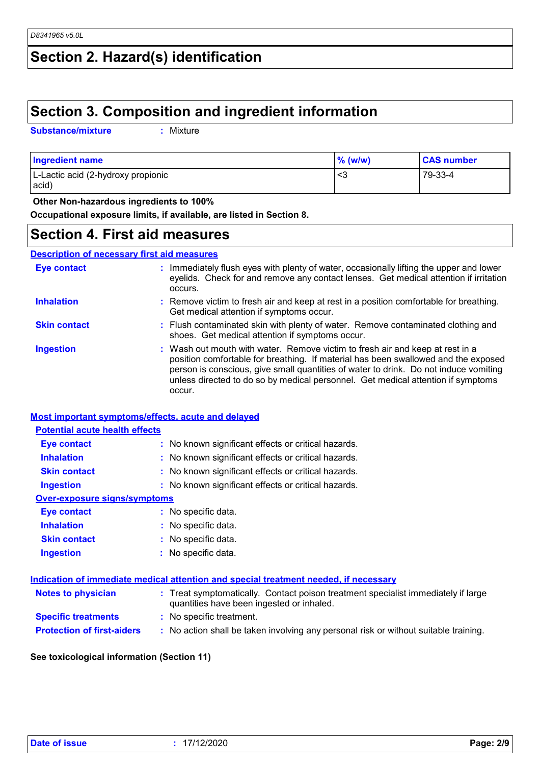## Section 2. Hazard(s) identification

## Section 3. Composition and ingredient information

**Substance/mixture** : Mixture

| Ingredient name | % (w/w) | CAS number |
|---|---|---|
| L-Lactic acid (2-hydroxy propionic acid) | <3 | 79-33-4 |

**Other Non-hazardous ingredients to 100%**

**Occupational exposure limits, if available, are listed in Section 8.**

## Section 4. First aid measures

### Description of necessary first aid measures

**Eye contact** : Immediately flush eyes with plenty of water, occasionally lifting the upper and lower eyelids. Check for and remove any contact lenses. Get medical attention if irritation occurs.

**Inhalation** : Remove victim to fresh air and keep at rest in a position comfortable for breathing. Get medical attention if symptoms occur.

**Skin contact** : Flush contaminated skin with plenty of water. Remove contaminated clothing and shoes. Get medical attention if symptoms occur.

**Ingestion** : Wash out mouth with water. Remove victim to fresh air and keep at rest in a position comfortable for breathing. If material has been swallowed and the exposed person is conscious, give small quantities of water to drink. Do not induce vomiting unless directed to do so by medical personnel. Get medical attention if symptoms occur.

### Most important symptoms/effects, acute and delayed

#### Potential acute health effects

**Eye contact** : No known significant effects or critical hazards.

**Inhalation** : No known significant effects or critical hazards.

**Skin contact** : No known significant effects or critical hazards.

**Ingestion** : No known significant effects or critical hazards.

#### Over-exposure signs/symptoms

**Eye contact** : No specific data.

**Inhalation** : No specific data.

**Skin contact** : No specific data.

**Ingestion** : No specific data.

### Indication of immediate medical attention and special treatment needed, if necessary

**Notes to physician** : Treat symptomatically. Contact poison treatment specialist immediately if large quantities have been ingested or inhaled.

**Specific treatments** : No specific treatment.

**Protection of first-aiders** : No action shall be taken involving any personal risk or without suitable training.

**See toxicological information (Section 11)**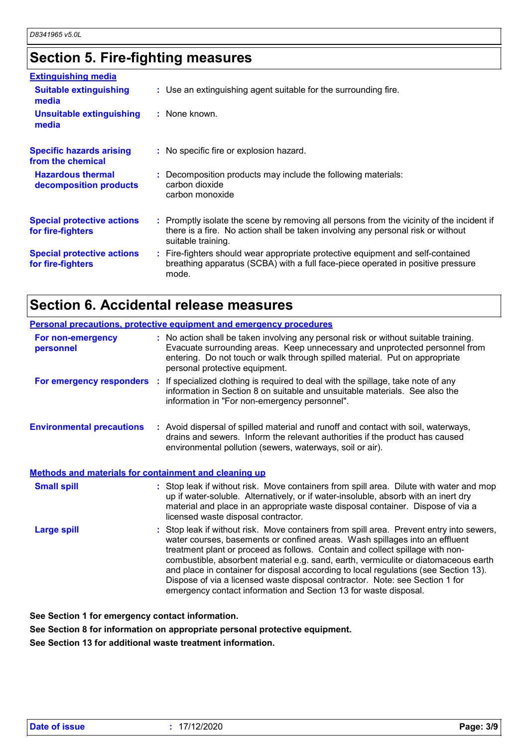## Section 5. Fire-fighting measures

### Extinguishing media

**Suitable extinguishing media**: Use an extinguishing agent suitable for the surrounding fire.

**Unsuitable extinguishing media**: None known.

**Specific hazards arising from the chemical**: No specific fire or explosion hazard.

**Hazardous thermal decomposition products**: Decomposition products may include the following materials:
carbon dioxide
carbon monoxide

**Special protective actions for fire-fighters**: Promptly isolate the scene by removing all persons from the vicinity of the incident if there is a fire. No action shall be taken involving any personal risk or without suitable training.

**Special protective actions for fire-fighters**: Fire-fighters should wear appropriate protective equipment and self-contained breathing apparatus (SCBA) with a full face-piece operated in positive pressure mode.

## Section 6. Accidental release measures

### Personal precautions, protective equipment and emergency procedures

**For non-emergency personnel**: No action shall be taken involving any personal risk or without suitable training. Evacuate surrounding areas. Keep unnecessary and unprotected personnel from entering. Do not touch or walk through spilled material. Put on appropriate personal protective equipment.

**For emergency responders**: If specialized clothing is required to deal with the spillage, take note of any information in Section 8 on suitable and unsuitable materials. See also the information in "For non-emergency personnel".

**Environmental precautions**: Avoid dispersal of spilled material and runoff and contact with soil, waterways, drains and sewers. Inform the relevant authorities if the product has caused environmental pollution (sewers, waterways, soil or air).

### Methods and materials for containment and cleaning up

**Small spill**: Stop leak if without risk. Move containers from spill area. Dilute with water and mop up if water-soluble. Alternatively, or if water-insoluble, absorb with an inert dry material and place in an appropriate waste disposal container. Dispose of via a licensed waste disposal contractor.

**Large spill**: Stop leak if without risk. Move containers from spill area. Prevent entry into sewers, water courses, basements or confined areas. Wash spillages into an effluent treatment plant or proceed as follows. Contain and collect spillage with non-combustible, absorbent material e.g. sand, earth, vermiculite or diatomaceous earth and place in container for disposal according to local regulations (see Section 13). Dispose of via a licensed waste disposal contractor. Note: see Section 1 for emergency contact information and Section 13 for waste disposal.

**See Section 1 for emergency contact information.**
**See Section 8 for information on appropriate personal protective equipment.**
**See Section 13 for additional waste treatment information.**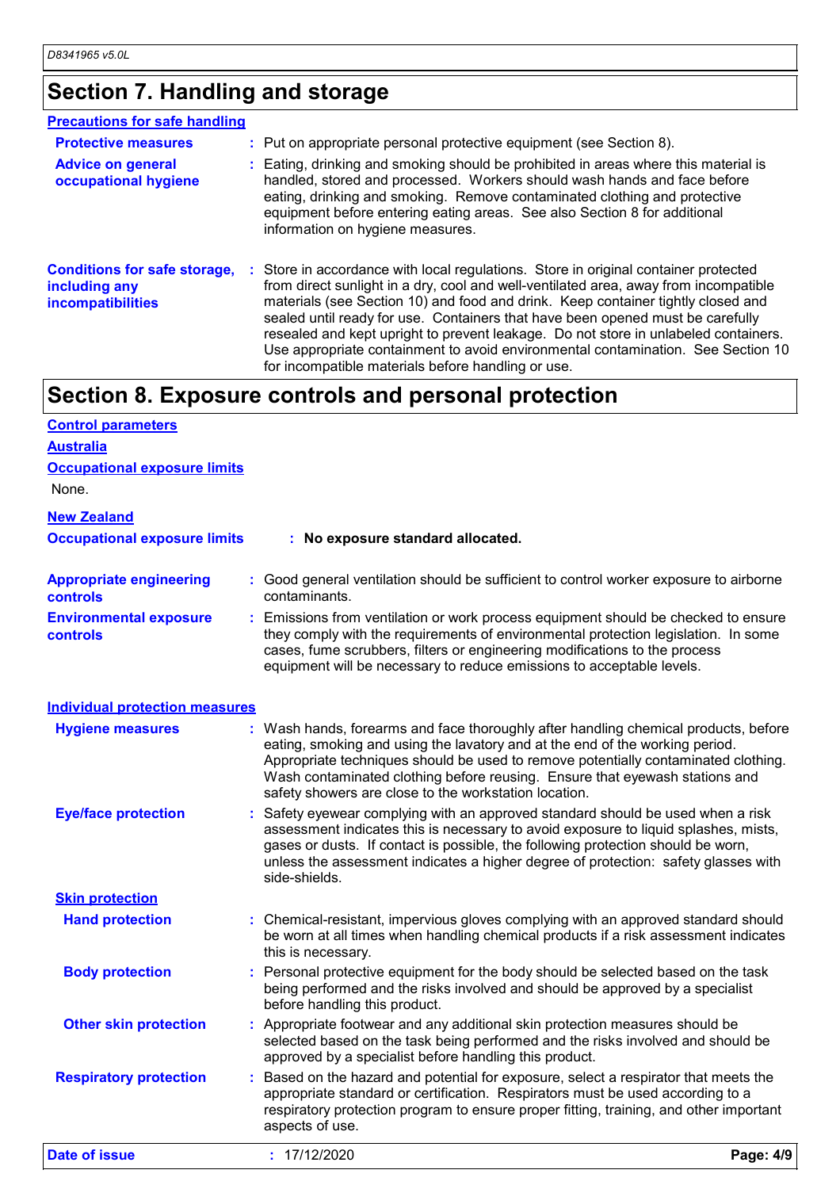## Section 7. Handling and storage

### Precautions for safe handling

**Protective measures** : Put on appropriate personal protective equipment (see Section 8).

**Advice on general occupational hygiene** : Eating, drinking and smoking should be prohibited in areas where this material is handled, stored and processed. Workers should wash hands and face before eating, drinking and smoking. Remove contaminated clothing and protective equipment before entering eating areas. See also Section 8 for additional information on hygiene measures.

**Conditions for safe storage, including any incompatibilities** : Store in accordance with local regulations. Store in original container protected from direct sunlight in a dry, cool and well-ventilated area, away from incompatible materials (see Section 10) and food and drink. Keep container tightly closed and sealed until ready for use. Containers that have been opened must be carefully resealed and kept upright to prevent leakage. Do not store in unlabeled containers. Use appropriate containment to avoid environmental contamination. See Section 10 for incompatible materials before handling or use.

## Section 8. Exposure controls and personal protection

### Control parameters

#### Australia

**Occupational exposure limits**

None.

#### New Zealand

**Occupational exposure limits** : **No exposure standard allocated.**

**Appropriate engineering controls** : Good general ventilation should be sufficient to control worker exposure to airborne contaminants.

**Environmental exposure controls** : Emissions from ventilation or work process equipment should be checked to ensure they comply with the requirements of environmental protection legislation. In some cases, fume scrubbers, filters or engineering modifications to the process equipment will be necessary to reduce emissions to acceptable levels.

### Individual protection measures

**Hygiene measures** : Wash hands, forearms and face thoroughly after handling chemical products, before eating, smoking and using the lavatory and at the end of the working period. Appropriate techniques should be used to remove potentially contaminated clothing. Wash contaminated clothing before reusing. Ensure that eyewash stations and safety showers are close to the workstation location.

**Eye/face protection** : Safety eyewear complying with an approved standard should be used when a risk assessment indicates this is necessary to avoid exposure to liquid splashes, mists, gases or dusts. If contact is possible, the following protection should be worn, unless the assessment indicates a higher degree of protection: safety glasses with side-shields.

**Skin protection**

**Hand protection** : Chemical-resistant, impervious gloves complying with an approved standard should be worn at all times when handling chemical products if a risk assessment indicates this is necessary.

**Body protection** : Personal protective equipment for the body should be selected based on the task being performed and the risks involved and should be approved by a specialist before handling this product.

**Other skin protection** : Appropriate footwear and any additional skin protection measures should be selected based on the task being performed and the risks involved and should be approved by a specialist before handling this product.

**Respiratory protection** : Based on the hazard and potential for exposure, select a respirator that meets the appropriate standard or certification. Respirators must be used according to a respiratory protection program to ensure proper fitting, training, and other important aspects of use.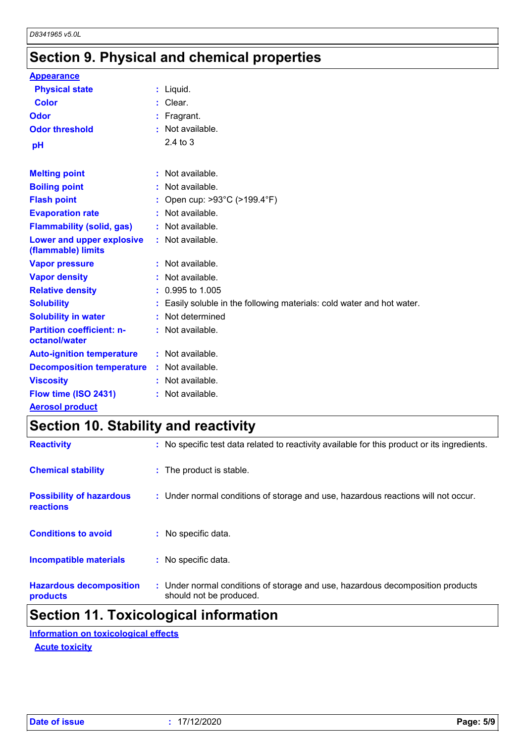## Section 9. Physical and chemical properties

**Appearance**

| | | |
|---|---|---|
| **Physical state** | : | Liquid. |
| **Color** | : | Clear. |
| **Odor** | : | Fragrant. |
| **Odor threshold** | : | Not available. |
| **pH** | | 2.4 to 3 |
| **Melting point** | : | Not available. |
| **Boiling point** | : | Not available. |
| **Flash point** | : | Open cup: >93°C (>199.4°F) |
| **Evaporation rate** | : | Not available. |
| **Flammability (solid, gas)** | : | Not available. |
| **Lower and upper explosive (flammable) limits** | : | Not available. |
| **Vapor pressure** | : | Not available. |
| **Vapor density** | : | Not available. |
| **Relative density** | : | 0.995 to 1.005 |
| **Solubility** | : | Easily soluble in the following materials: cold water and hot water. |
| **Solubility in water** | : | Not determined |
| **Partition coefficient: n-octanol/water** | : | Not available. |
| **Auto-ignition temperature** | : | Not available. |
| **Decomposition temperature** | : | Not available. |
| **Viscosity** | : | Not available. |
| **Flow time (ISO 2431)** | : | Not available. |

**Aerosol product**

## Section 10. Stability and reactivity

| | | |
|---|---|---|
| **Reactivity** | : | No specific test data related to reactivity available for this product or its ingredients. |
| **Chemical stability** | : | The product is stable. |
| **Possibility of hazardous reactions** | : | Under normal conditions of storage and use, hazardous reactions will not occur. |
| **Conditions to avoid** | : | No specific data. |
| **Incompatible materials** | : | No specific data. |
| **Hazardous decomposition products** | : | Under normal conditions of storage and use, hazardous decomposition products should not be produced. |

## Section 11. Toxicological information

**Information on toxicological effects**

**Acute toxicity**

Date of issue : 17/12/2020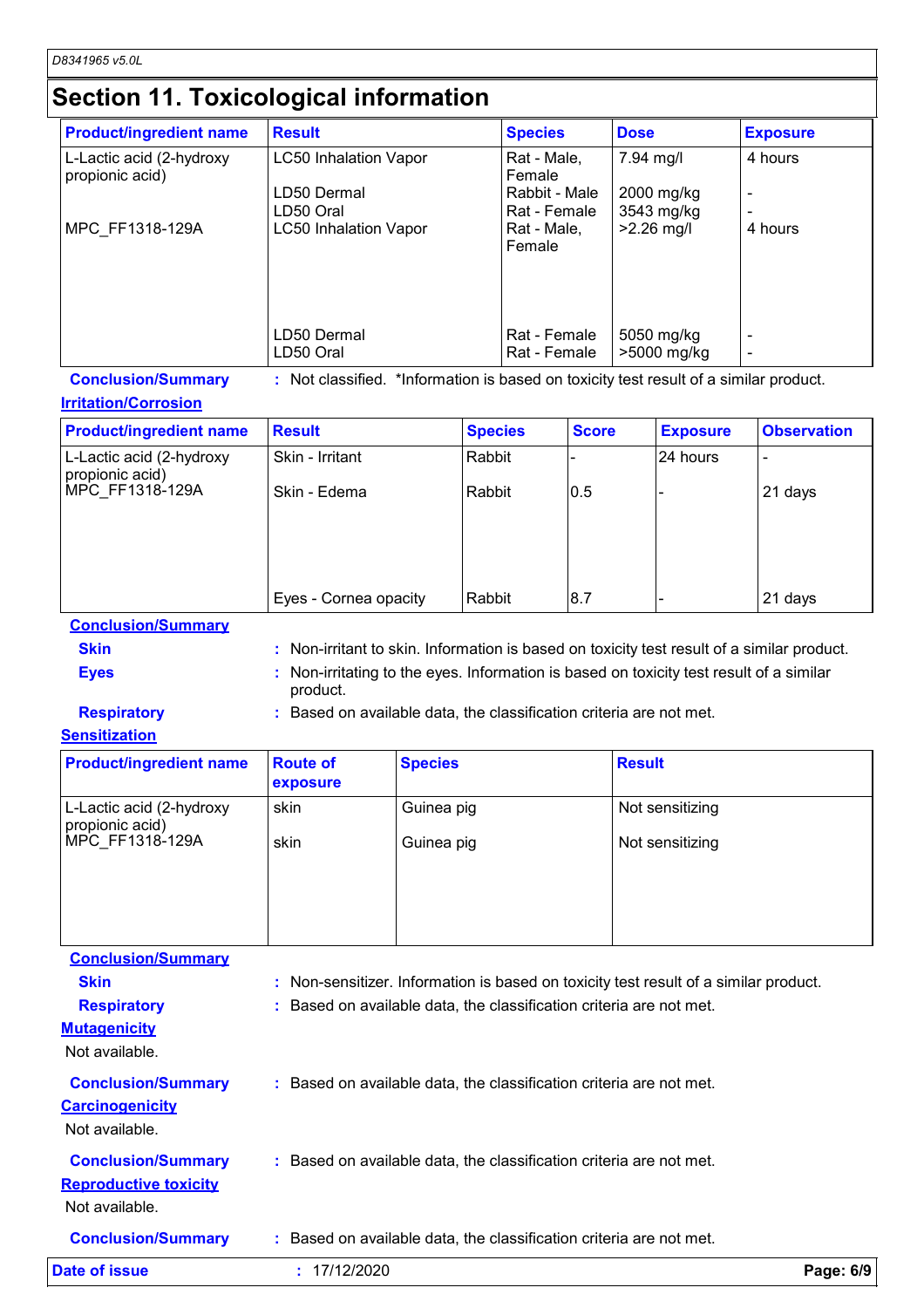# Section 11. Toxicological information

| Product/ingredient name | Result | Species | Dose | Exposure |
|---|---|---|---|---|
| L-Lactic acid (2-hydroxy propionic acid) | LC50 Inhalation Vapor | Rat - Male, Female | 7.94 mg/l | 4 hours |
| | LD50 Dermal | Rabbit - Male | 2000 mg/kg | - |
| | LD50 Oral | Rat - Female | 3543 mg/kg | - |
| MPC_FF1318-129A | LC50 Inhalation Vapor | Rat - Male, Female | >2.26 mg/l | 4 hours |
| | LD50 Dermal | Rat - Female | 5050 mg/kg | - |
| | LD50 Oral | Rat - Female | >5000 mg/kg | - |

**Conclusion/Summary** : Not classified. *Information is based on toxicity test result of a similar product.

**Irritation/Corrosion**

| Product/ingredient name | Result | Species | Score | Exposure | Observation |
|---|---|---|---|---|---|
| L-Lactic acid (2-hydroxy propionic acid) | Skin - Irritant | Rabbit | - | 24 hours | - |
| MPC_FF1318-129A | Skin - Edema | Rabbit | 0.5 | - | 21 days |
| | Eyes - Cornea opacity | Rabbit | 8.7 | - | 21 days |

**Conclusion/Summary**

**Skin** : Non-irritant to skin. Information is based on toxicity test result of a similar product.

**Eyes** : Non-irritating to the eyes. Information is based on toxicity test result of a similar product.

**Respiratory** : Based on available data, the classification criteria are not met.

**Sensitization**

| Product/ingredient name | Route of exposure | Species | Result |
|---|---|---|---|
| L-Lactic acid (2-hydroxy propionic acid) | skin | Guinea pig | Not sensitizing |
| MPC_FF1318-129A | skin | Guinea pig | Not sensitizing |

**Conclusion/Summary**

**Skin** : Non-sensitizer. Information is based on toxicity test result of a similar product.

**Respiratory** : Based on available data, the classification criteria are not met.

**Mutagenicity**

Not available.

**Conclusion/Summary** : Based on available data, the classification criteria are not met.

**Carcinogenicity**

Not available.

**Conclusion/Summary** : Based on available data, the classification criteria are not met.

**Reproductive toxicity**

Not available.

**Conclusion/Summary** : Based on available data, the classification criteria are not met.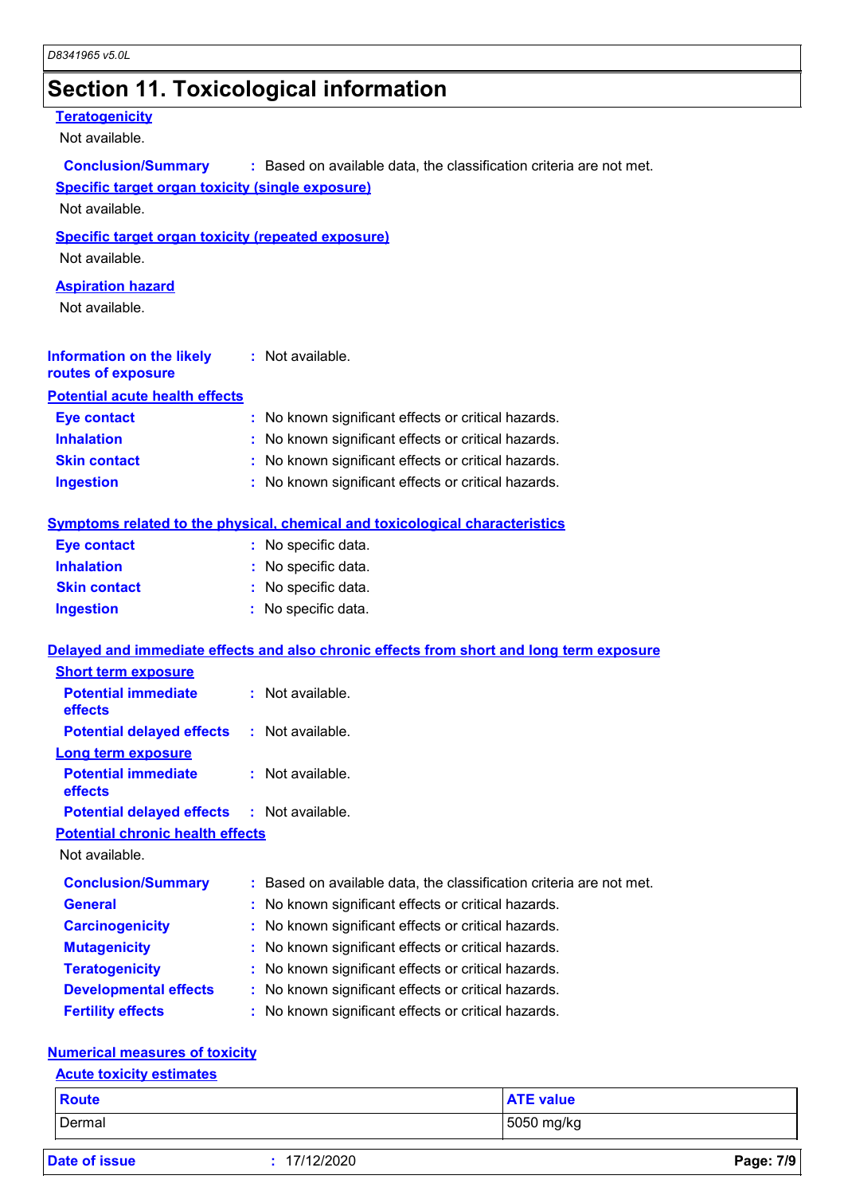# Section 11. Toxicological information

**Teratogenicity**

Not available.

**Conclusion/Summary** : Based on available data, the classification criteria are not met.

**Specific target organ toxicity (single exposure)**

Not available.

**Specific target organ toxicity (repeated exposure)**

Not available.

**Aspiration hazard**

Not available.

**Information on the likely routes of exposure** : Not available.

**Potential acute health effects**

**Eye contact** : No known significant effects or critical hazards.

**Inhalation** : No known significant effects or critical hazards.

**Skin contact** : No known significant effects or critical hazards.

**Ingestion** : No known significant effects or critical hazards.

**Symptoms related to the physical, chemical and toxicological characteristics**

**Eye contact** : No specific data.

**Inhalation** : No specific data.

**Skin contact** : No specific data.

**Ingestion** : No specific data.

**Delayed and immediate effects and also chronic effects from short and long term exposure**

**Short term exposure**

**Potential immediate effects** : Not available.

**Potential delayed effects** : Not available.

**Long term exposure**

**Potential immediate effects** : Not available.

**Potential delayed effects** : Not available.

**Potential chronic health effects**

Not available.

**Conclusion/Summary** : Based on available data, the classification criteria are not met.

**General** : No known significant effects or critical hazards.

**Carcinogenicity** : No known significant effects or critical hazards.

**Mutagenicity** : No known significant effects or critical hazards.

**Teratogenicity** : No known significant effects or critical hazards.

**Developmental effects** : No known significant effects or critical hazards.

**Fertility effects** : No known significant effects or critical hazards.

**Numerical measures of toxicity**

**Acute toxicity estimates**

| Route | ATE value |
|---|---|
| Dermal | 5050 mg/kg |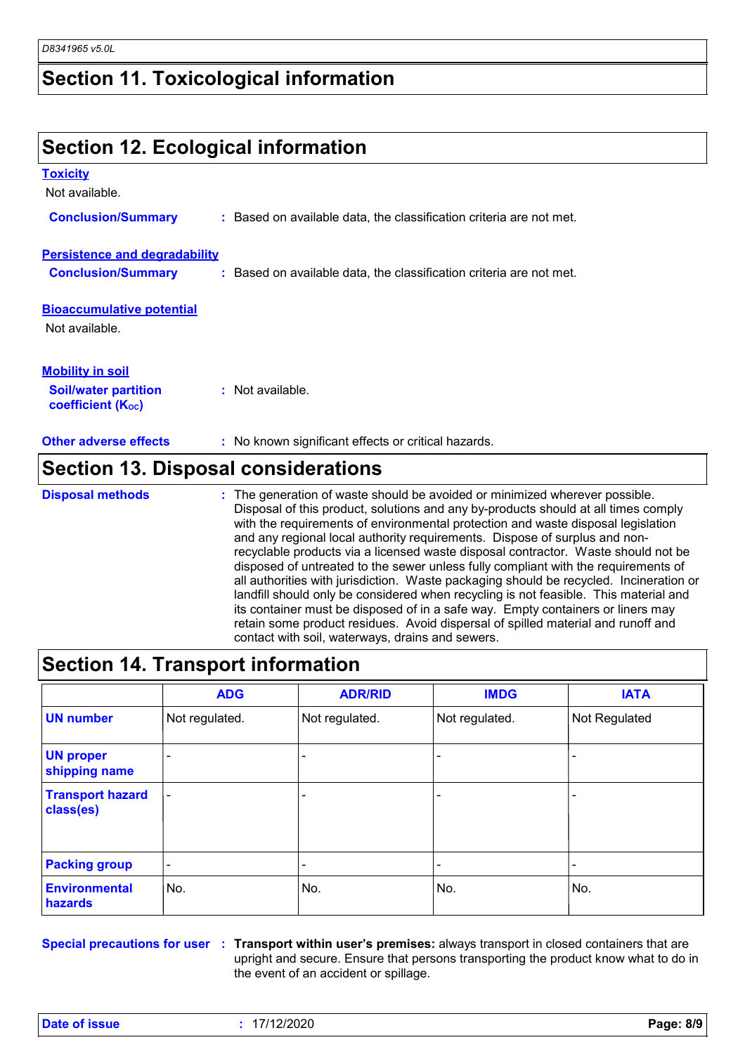## Section 11. Toxicological information

## Section 12. Ecological information

**Toxicity**

Not available.

**Conclusion/Summary** : Based on available data, the classification criteria are not met.

**Persistence and degradability**

**Conclusion/Summary** : Based on available data, the classification criteria are not met.

**Bioaccumulative potential**

Not available.

**Mobility in soil**

**Soil/water partition coefficient ($K_{OC}$)** : Not available.

**Other adverse effects** : No known significant effects or critical hazards.

## Section 13. Disposal considerations

**Disposal methods** : The generation of waste should be avoided or minimized wherever possible. Disposal of this product, solutions and any by-products should at all times comply with the requirements of environmental protection and waste disposal legislation and any regional local authority requirements. Dispose of surplus and non-recyclable products via a licensed waste disposal contractor. Waste should not be disposed of untreated to the sewer unless fully compliant with the requirements of all authorities with jurisdiction. Waste packaging should be recycled. Incineration or landfill should only be considered when recycling is not feasible. This material and its container must be disposed of in a safe way. Empty containers or liners may retain some product residues. Avoid dispersal of spilled material and runoff and contact with soil, waterways, drains and sewers.

## Section 14. Transport information

| | ADG | ADR/RID | IMDG | IATA |
|---|---|---|---|---|
| **UN number** | Not regulated. | Not regulated. | Not regulated. | Not Regulated |
| **UN proper shipping name** | - | - | - | - |
| **Transport hazard class(es)** | - | - | - | - |
| **Packing group** | - | - | - | - |
| **Environmental hazards** | No. | No. | No. | No. |

**Special precautions for user** : **Transport within user's premises:** always transport in closed containers that are upright and secure. Ensure that persons transporting the product know what to do in the event of an accident or spillage.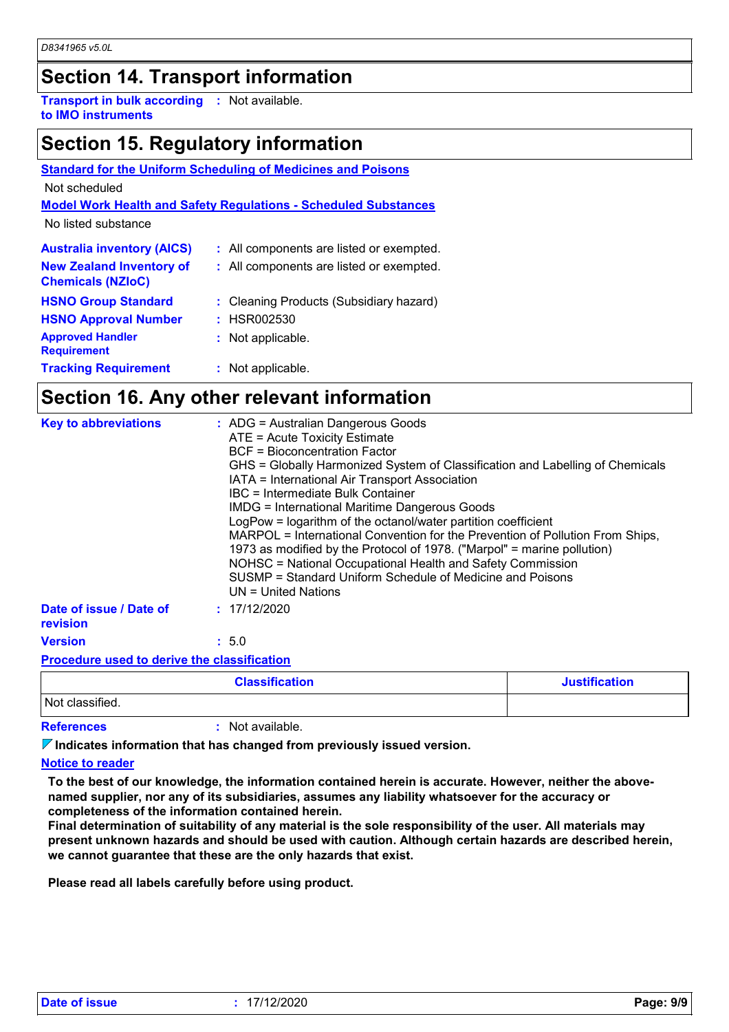## Section 14. Transport information

**Transport in bulk according to IMO instruments** : Not available.

## Section 15. Regulatory information

**Standard for the Uniform Scheduling of Medicines and Poisons**

Not scheduled

**Model Work Health and Safety Regulations - Scheduled Substances**

No listed substance

**Australia inventory (AICS)** : All components are listed or exempted.

**New Zealand Inventory of Chemicals (NZIoC)** : All components are listed or exempted.

**HSNO Group Standard** : Cleaning Products (Subsidiary hazard)

**HSNO Approval Number** : HSR002530

**Approved Handler Requirement** : Not applicable.

**Tracking Requirement** : Not applicable.

## Section 16. Any other relevant information

**Key to abbreviations** :
ADG = Australian Dangerous Goods
ATE = Acute Toxicity Estimate
BCF = Bioconcentration Factor
GHS = Globally Harmonized System of Classification and Labelling of Chemicals
IATA = International Air Transport Association
IBC = Intermediate Bulk Container
IMDG = International Maritime Dangerous Goods
LogPow = logarithm of the octanol/water partition coefficient
MARPOL = International Convention for the Prevention of Pollution From Ships, 1973 as modified by the Protocol of 1978. ("Marpol" = marine pollution)
NOHSC = National Occupational Health and Safety Commission
SUSMP = Standard Uniform Schedule of Medicine and Poisons
UN = United Nations

**Date of issue / Date of revision** : 17/12/2020

**Version** : 5.0

**Procedure used to derive the classification**

| Classification | Justification |
|---|---|
| Not classified. | |

**References** : Not available.

**Indicates information that has changed from previously issued version.**

**Notice to reader**

**To the best of our knowledge, the information contained herein is accurate. However, neither the above-named supplier, nor any of its subsidiaries, assumes any liability whatsoever for the accuracy or completeness of the information contained herein.**
**Final determination of suitability of any material is the sole responsibility of the user. All materials may present unknown hazards and should be used with caution. Although certain hazards are described herein, we cannot guarantee that these are the only hazards that exist.**

**Please read all labels carefully before using product.**